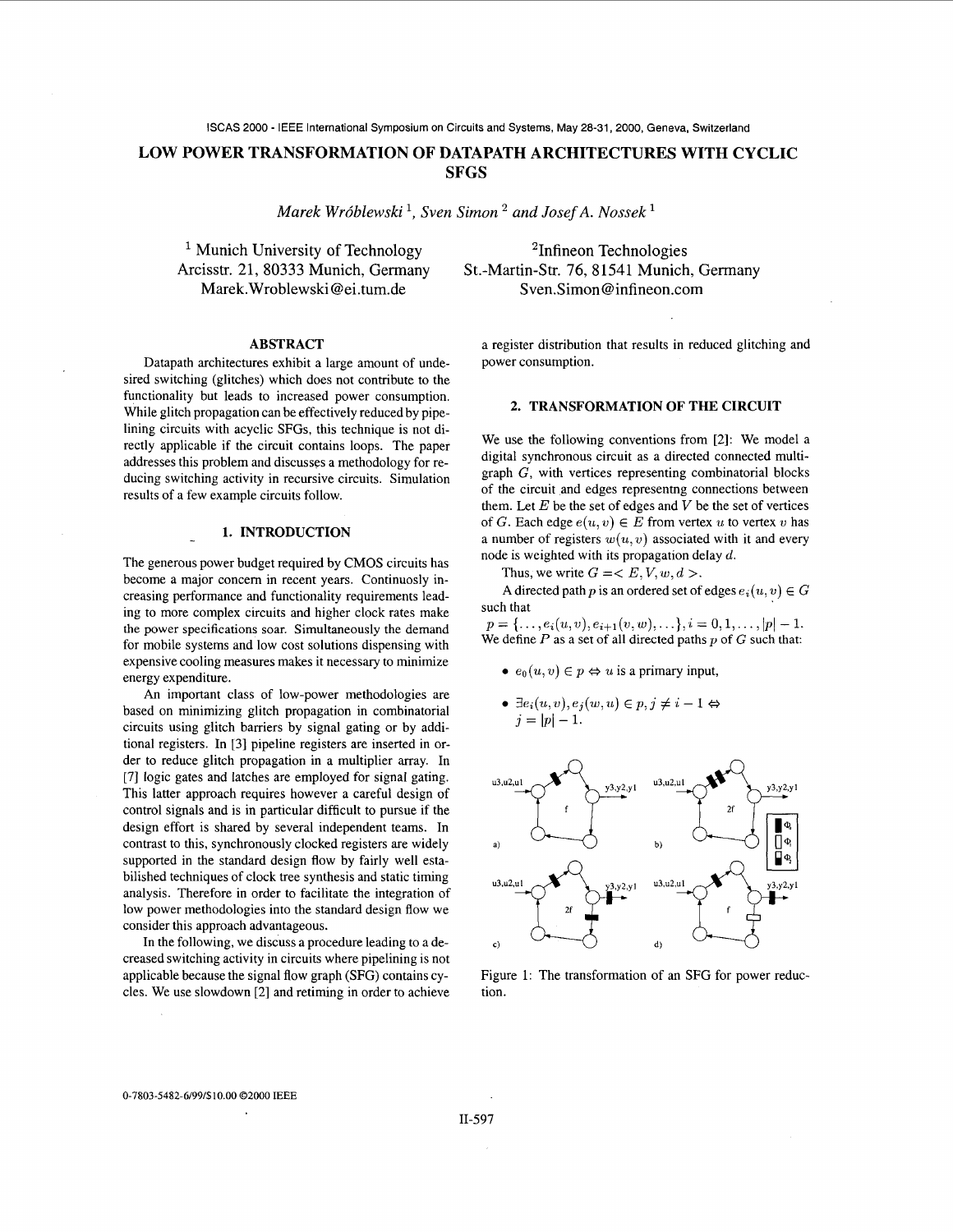ISCAS 2000 - IEEE International Symposium on Circuits and Systems, May 28-31, 2000, Geneva, Switzerland

# LOW POWER TRANSFORMATION OF DATAPATH ARCHITECTURES WITH CYCLIC SFGS

*Marek Wróblewski* [1], *Sven Simon* [2] *and Josef A. Nossek* [1]

[1] Munich University of Technology
Arcisstr. 21, 80333 Munich, Germany
Marek.Wroblewski@ei.tum.de

[2] Infineon Technologies
St.-Martin-Str. 76, 81541 Munich, Germany
Sven.Simon@infineon.com

## ABSTRACT

Datapath architectures exhibit a large amount of undesired switching (glitches) which does not contribute to the functionality but leads to increased power consumption. While glitch propagation can be effectively reduced by pipelining circuits with acyclic SFGs, this technique is not directly applicable if the circuit contains loops. The paper addresses this problem and discusses a methodology for reducing switching activity in recursive circuits. Simulation results of a few example circuits follow.

## 1. INTRODUCTION

The generous power budget required by CMOS circuits has become a major concern in recent years. Continuosly increasing performance and functionality requirements leading to more complex circuits and higher clock rates make the power specifications soar. Simultaneously the demand for mobile systems and low cost solutions dispensing with expensive cooling measures makes it necessary to minimize energy expenditure.

An important class of low-power methodologies are based on minimizing glitch propagation in combinatorial circuits using glitch barriers by signal gating or by additional registers. In [3] pipeline registers are inserted in order to reduce glitch propagation in a multiplier array. In [7] logic gates and latches are employed for signal gating. This latter approach requires however a careful design of control signals and is in particular difficult to pursue if the design effort is shared by several independent teams. In contrast to this, synchronously clocked registers are widely supported in the standard design flow by fairly well established techniques of clock tree synthesis and static timing analysis. Therefore in order to facilitate the integration of low power methodologies into the standard design flow we consider this approach advantageous.

In the following, we discuss a procedure leading to a decreased switching activity in circuits where pipelining is not applicable because the signal flow graph (SFG) contains cycles. We use slowdown [2] and retiming in order to achieve a register distribution that results in reduced glitching and power consumption.

## 2. TRANSFORMATION OF THE CIRCUIT

We use the following conventions from [2]: We model a digital synchronous circuit as a directed connected multigraph $G$, with vertices representing combinatorial blocks of the circuit and edges representng connections between them. Let $E$ be the set of edges and $V$ be the set of vertices of $G$. Each edge $e(u, v) \in E$ from vertex $u$ to vertex $v$ has a number of registers $w(u, v)$ associated with it and every node is weighted with its propagation delay $d$.

Thus, we write $G = < E, V, w, d >$.

A directed path $p$ is an ordered set of edges $e_i(u, v) \in G$ such that

$p = \{\ldots, e_i(u, v), e_{i+1}(v, w), \ldots\}, i = 0, 1, \ldots, |p| - 1.$
We define $P$ as a set of all directed paths $p$ of $G$ such that:

- $e_0(u, v) \in p \Leftrightarrow u$ is a primary input,
- $\exists e_i(u, v), e_j(w, u) \in p, j \neq i - 1 \Leftrightarrow$
  $j = |p| - 1.$

Figure 1: The transformation of an SFG for power reduction.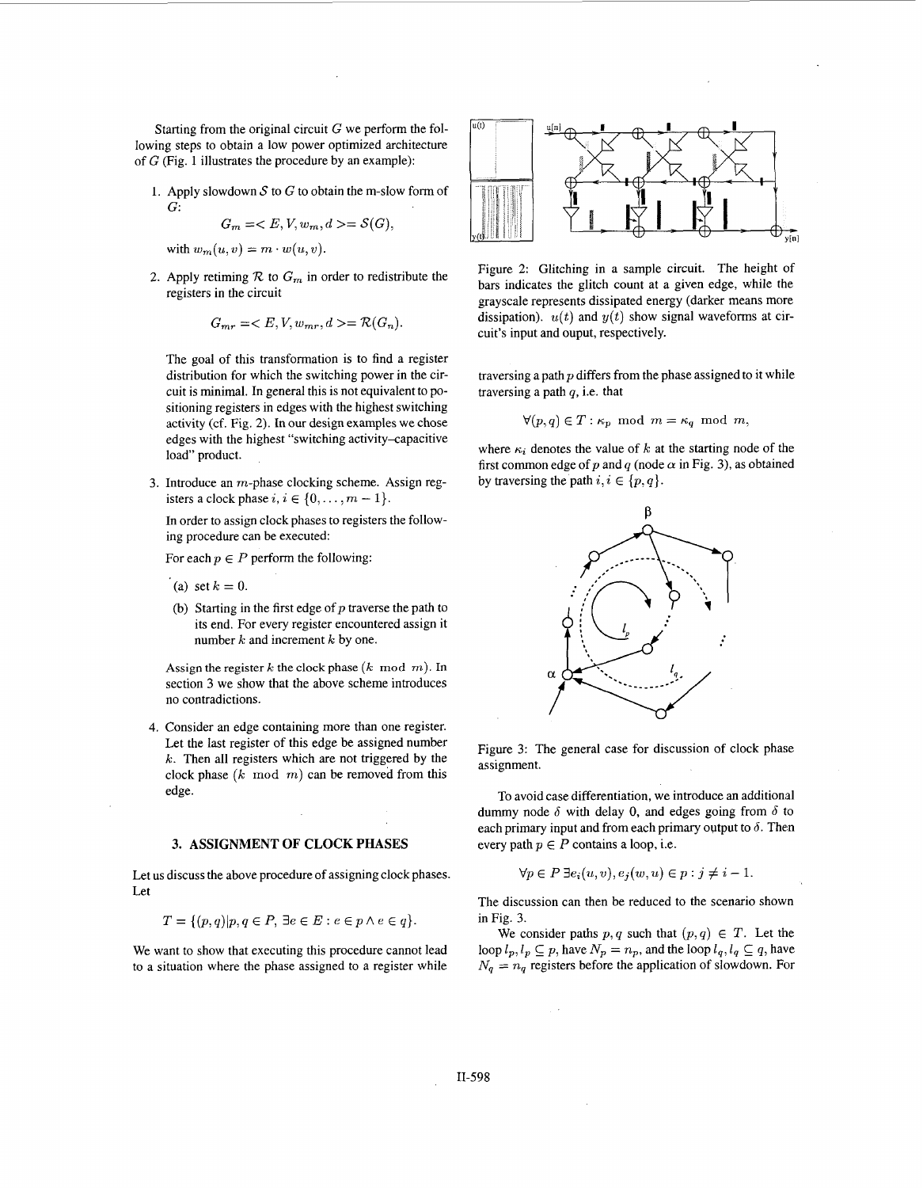Starting from the original circuit $G$ we perform the following steps to obtain a low power optimized architecture of $G$ (Fig. 1 illustrates the procedure by an example):

1. Apply slowdown $\mathcal{S}$ to $G$ to obtain the m-slow form of $G$:

$$G_m = < E, V, w_m, d >= \mathcal{S}(G),$$

   with $w_m(u,v) = m \cdot w(u,v)$.

2. Apply retiming $\mathcal{R}$ to $G_m$ in order to redistribute the registers in the circuit

$$G_{mr} = < E, V, w_{mr}, d >= \mathcal{R}(G_n).$$

   The goal of this transformation is to find a register distribution for which the switching power in the circuit is minimal. In general this is not equivalent to positioning registers in edges with the highest switching activity (cf. Fig. 2). In our design examples we chose edges with the highest "switching activity–capacitive load" product.

3. Introduce an $m$-phase clocking scheme. Assign registers a clock phase $i$, $i \in \{0, \ldots, m-1\}$.

   In order to assign clock phases to registers the following procedure can be executed:

   For each $p \in P$ perform the following:

   (a) set $k = 0$.

   (b) Starting in the first edge of $p$ traverse the path to its end. For every register encountered assign it number $k$ and increment $k$ by one.

   Assign the register $k$ the clock phase $(k \mod m)$. In section 3 we show that the above scheme introduces no contradictions.

4. Consider an edge containing more than one register. Let the last register of this edge be assigned number $k$. Then all registers which are not triggered by the clock phase $(k \mod m)$ can be removed from this edge.

## 3. ASSIGNMENT OF CLOCK PHASES

Let us discuss the above procedure of assigning clock phases. Let

$$T = \{(p,q) | p, q \in P, \exists e \in E : e \in p \wedge e \in q\}.$$

We want to show that executing this procedure cannot lead to a situation where the phase assigned to a register while traversing a path $p$ differs from the phase assigned to it while traversing a path $q$, i.e. that

$$\forall (p,q) \in T : \kappa_p \mod m = \kappa_q \mod m,$$

where $\kappa_i$ denotes the value of $k$ at the starting node of the first common edge of $p$ and $q$ (node $\alpha$ in Fig. 3), as obtained by traversing the path $i$, $i \in \{p, q\}$.

Figure 2: Glitching in a sample circuit. The height of bars indicates the glitch count at a given edge, while the grayscale represents dissipated energy (darker means more dissipation). $u(t)$ and $y(t)$ show signal waveforms at circuit's input and ouput, respectively.

Figure 3: The general case for discussion of clock phase assignment.

To avoid case differentiation, we introduce an additional dummy node $\delta$ with delay 0, and edges going from $\delta$ to each primary input and from each primary output to $\delta$. Then every path $p \in P$ contains a loop, i.e.

$$\forall p \in P \; \exists e_i(u,v), e_j(w,u) \in p : j \neq i - 1.$$

The discussion can then be reduced to the scenario shown in Fig. 3.

We consider paths $p, q$ such that $(p,q) \in T$. Let the loop $l_p, l_p \subseteq p$, have $N_p = n_p$, and the loop $l_q, l_q \subseteq q$, have $N_q = n_q$ registers before the application of slowdown. For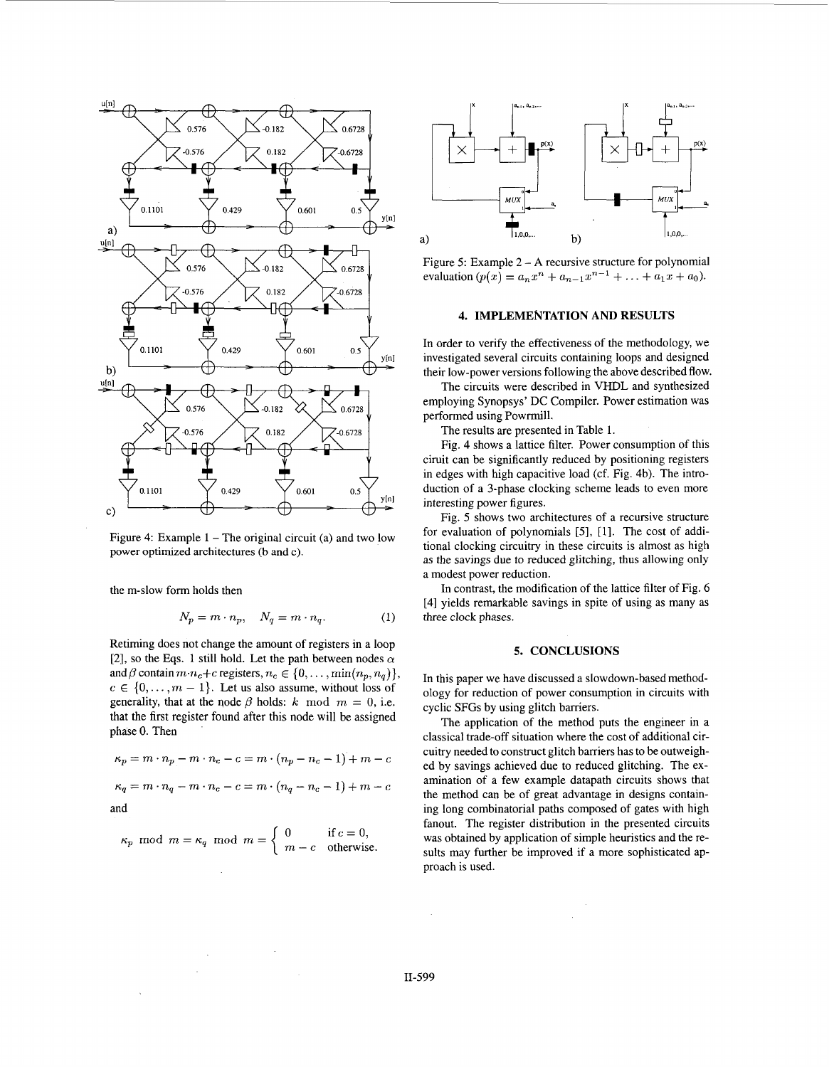Figure 4: Example 1 – The original circuit (a) and two low power optimized architectures (b and c).

the m-slow form holds then

$$N_p = m \cdot n_p, \quad N_q = m \cdot n_q. \tag{1}$$

Retiming does not change the amount of registers in a loop [2], so the Eqs. 1 still hold. Let the path between nodes $\alpha$ and $\beta$ contain $m \cdot n_c + c$ registers, $n_c \in \{0, \ldots, \min(n_p, n_q)\}$, $c \in \{0, \ldots, m-1\}$. Let us also assume, without loss of generality, that at the node $\beta$ holds: $k \mod m = 0$, i.e. that the first register found after this node will be assigned phase 0. Then

$$\kappa_p = m \cdot n_p - m \cdot n_c - c = m \cdot (n_p - n_c - 1) + m - c$$

$$\kappa_q = m \cdot n_q - m \cdot n_c - c = m \cdot (n_q - n_c - 1) + m - c$$

and

$$\kappa_p \mod m = \kappa_q \mod m = \begin{cases} 0 & \text{if } c = 0, \\ m - c & \text{otherwise.} \end{cases}$$

Figure 5: Example 2 – A recursive structure for polynomial evaluation ($p(x) = a_n x^n + a_{n-1} x^{n-1} + \ldots + a_1 x + a_0$).

## 4. IMPLEMENTATION AND RESULTS

In order to verify the effectiveness of the methodology, we investigated several circuits containing loops and designed their low-power versions following the above described flow.

The circuits were described in VHDL and synthesized employing Synopsys' DC Compiler. Power estimation was performed using Powrmill.

The results are presented in Table 1.

Fig. 4 shows a lattice filter. Power consumption of this ciruit can be significantly reduced by positioning registers in edges with high capacitive load (cf. Fig. 4b). The introduction of a 3-phase clocking scheme leads to even more interesting power figures.

Fig. 5 shows two architectures of a recursive structure for evaluation of polynomials [5], [1]. The cost of additional clocking circuitry in these circuits is almost as high as the savings due to reduced glitching, thus allowing only a modest power reduction.

In contrast, the modification of the lattice filter of Fig. 6 [4] yields remarkable savings in spite of using as many as three clock phases.

## 5. CONCLUSIONS

In this paper we have discussed a slowdown-based methodology for reduction of power consumption in circuits with cyclic SFGs by using glitch barriers.

The application of the method puts the engineer in a classical trade-off situation where the cost of additional circuitry needed to construct glitch barriers has to be outweighed by savings achieved due to reduced glitching. The examination of a few example datapath circuits shows that the method can be of great advantage in designs containing long combinatorial paths composed of gates with high fanout. The register distribution in the presented circuits was obtained by application of simple heuristics and the results may further be improved if a more sophisticated approach is used.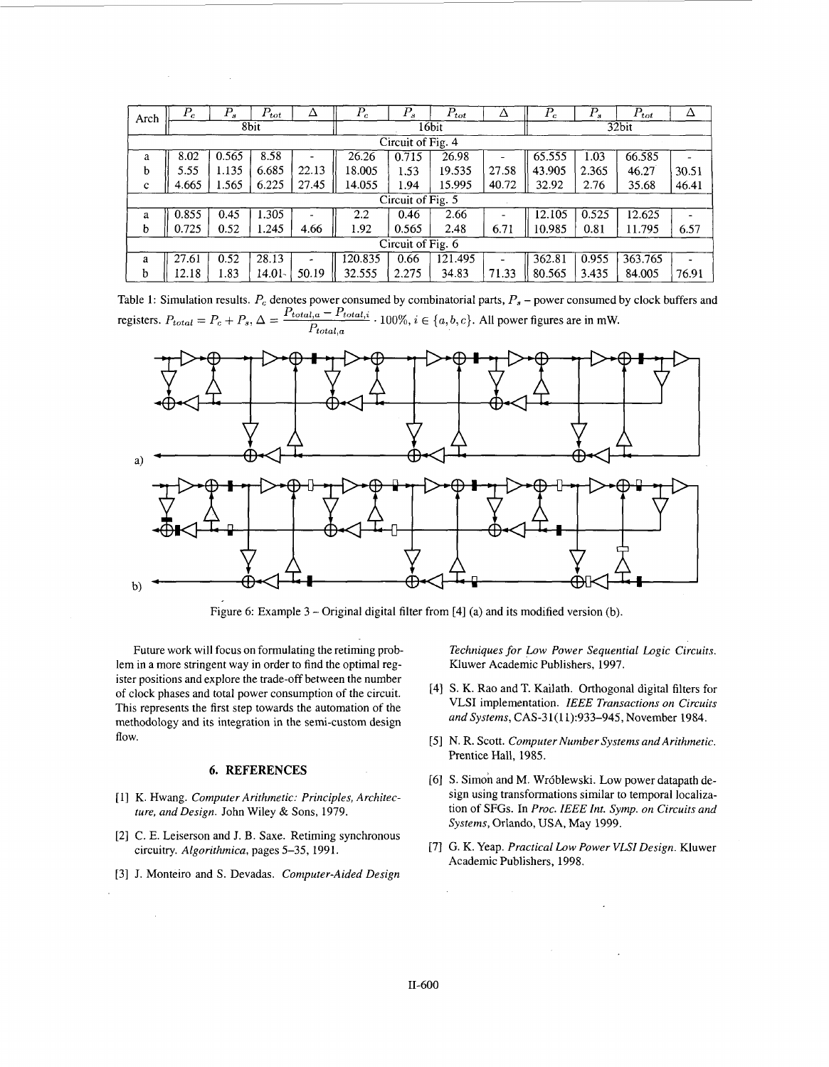| Arch | $P_c$ | $P_s$ | $P_{tot}$ | $\Delta$ | $P_c$ | $P_s$ | $P_{tot}$ | $\Delta$ | $P_c$ | $P_s$ | $P_{tot}$ | $\Delta$ |
|---|---|---|---|---|---|---|---|---|---|---|---|---|
| | 8bit | | | | 16bit | | | | 32bit | | | |
| Circuit of Fig. 4 | | | | | | | | | | | | |
| a | 8.02 | 0.565 | 8.58 | - | 26.26 | 0.715 | 26.98 | - | 65.555 | 1.03 | 66.585 | - |
| b | 5.55 | 1.135 | 6.685 | 22.13 | 18.005 | 1.53 | 19.535 | 27.58 | 43.905 | 2.365 | 46.27 | 30.51 |
| c | 4.665 | 1.565 | 6.225 | 27.45 | 14.055 | 1.94 | 15.995 | 40.72 | 32.92 | 2.76 | 35.68 | 46.41 |
| Circuit of Fig. 5 | | | | | | | | | | | | |
| a | 0.855 | 0.45 | 1.305 | - | 2.2 | 0.46 | 2.66 | - | 12.105 | 0.525 | 12.625 | - |
| b | 0.725 | 0.52 | 1.245 | 4.66 | 1.92 | 0.565 | 2.48 | 6.71 | 10.985 | 0.81 | 11.795 | 6.57 |
| Circuit of Fig. 6 | | | | | | | | | | | | |
| a | 27.61 | 0.52 | 28.13 | - | 120.835 | 0.66 | 121.495 | - | 362.81 | 0.955 | 363.765 | - |
| b | 12.18 | 1.83 | 14.01 | 50.19 | 32.555 | 2.275 | 34.83 | 71.33 | 80.565 | 3.435 | 84.005 | 76.91 |

Table 1: Simulation results. $P_c$ denotes power consumed by combinatorial parts, $P_s$ – power consumed by clock buffers and registers. $P_{total} = P_c + P_s$, $\Delta = \frac{P_{total,a} - P_{total,i}}{P_{total,a}} \cdot 100\%$, $i \in \{a, b, c\}$. All power figures are in mW.

a)

b)

Figure 6: Example 3 – Original digital filter from [4] (a) and its modified version (b).

Future work will focus on formulating the retiming problem in a more stringent way in order to find the optimal register positions and explore the trade-off between the number of clock phases and total power consumption of the circuit. This represents the first step towards the automation of the methodology and its integration in the semi-custom design flow.

## 6. REFERENCES

[1] K. Hwang. *Computer Arithmetic: Principles, Architecture, and Design.* John Wiley & Sons, 1979.

[2] C. E. Leiserson and J. B. Saxe. Retiming synchronous circuitry. *Algorithmica*, pages 5–35, 1991.

[3] J. Monteiro and S. Devadas. *Computer-Aided Design Techniques for Low Power Sequential Logic Circuits.* Kluwer Academic Publishers, 1997.

[4] S. K. Rao and T. Kailath. Orthogonal digital filters for VLSI implementation. *IEEE Transactions on Circuits and Systems*, CAS-31(11):933–945, November 1984.

[5] N. R. Scott. *Computer Number Systems and Arithmetic.* Prentice Hall, 1985.

[6] S. Simon and M. Wróblewski. Low power datapath design using transformations similar to temporal localization of SFGs. In *Proc. IEEE Int. Symp. on Circuits and Systems*, Orlando, USA, May 1999.

[7] G. K. Yeap. *Practical Low Power VLSI Design.* Kluwer Academic Publishers, 1998.